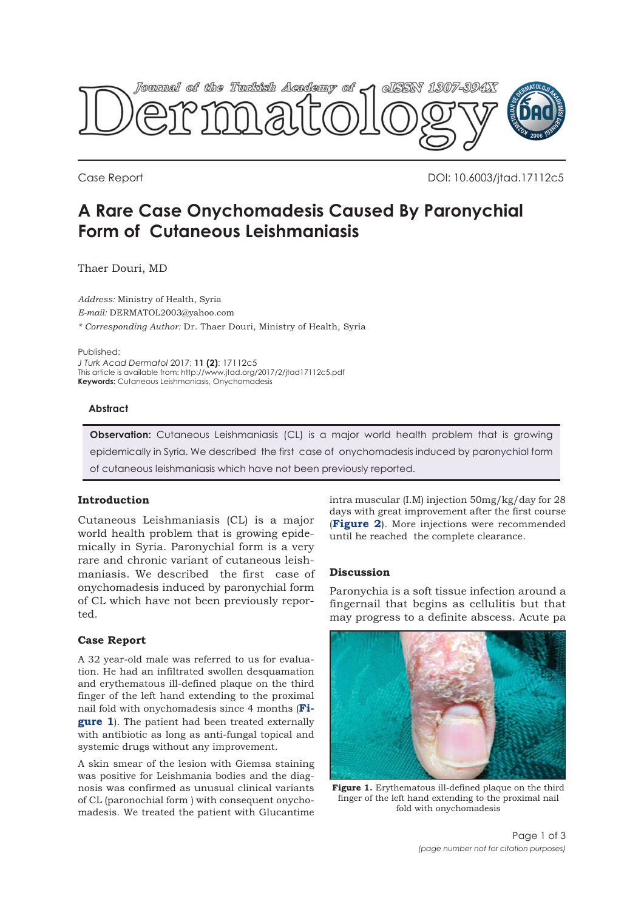Case Report

DOI: 10.6003/jtad.17112c5

# A Rare Case Onychomadesis Caused By Paronychial Form of Cutaneous Leishmaniasis

Thaer Douri, MD

*Address:* Ministry of Health, Syria
*E-mail:* DERMATOL2003@yahoo.com
*\* Corresponding Author:* Dr. Thaer Douri, Ministry of Health, Syria

Published:
*J Turk Acad Dermatol* 2017; **11 (2)**: 17112c5
This article is available from: http://www.jtad.org/2017/2/jtad17112c5.pdf
**Keywords:** Cutaneous Leishmaniasis, Onychomadesis

### Abstract

**Observation:** Cutaneous Leishmaniasis (CL) is a major world health problem that is growing epidemically in Syria. We described the first case of onychomadesis induced by paronychial form of cutaneous leishmaniasis which have not been previously reported.

## Introduction

Cutaneous Leishmaniasis (CL) is a major world health problem that is growing epidemically in Syria. Paronychial form is a very rare and chronic variant of cutaneous leishmaniasis. We described the first case of onychomadesis induced by paronychial form of CL which have not been previously reported.

## Case Report

A 32 year-old male was referred to us for evaluation. He had an infiltrated swollen desquamation and erythematous ill-defined plaque on the third finger of the left hand extending to the proximal nail fold with onychomadesis since 4 months (**Figure 1**). The patient had been treated externally with antibiotic as long as anti-fungal topical and systemic drugs without any improvement.

A skin smear of the lesion with Giemsa staining was positive for Leishmania bodies and the diagnosis was confirmed as unusual clinical variants of CL (paronochial form ) with consequent onychomadesis. We treated the patient with Glucantime intra muscular (I.M) injection 50mg/kg/day for 28 days with great improvement after the first course (**Figure 2**). More injections were recommended until he reached the complete clearance.

## Discussion

Paronychia is a soft tissue infection around a fingernail that begins as cellulitis but that may progress to a definite abscess. Acute pa

**Figure 1.** Erythematous ill-defined plaque on the third finger of the left hand extending to the proximal nail fold with onychomadesis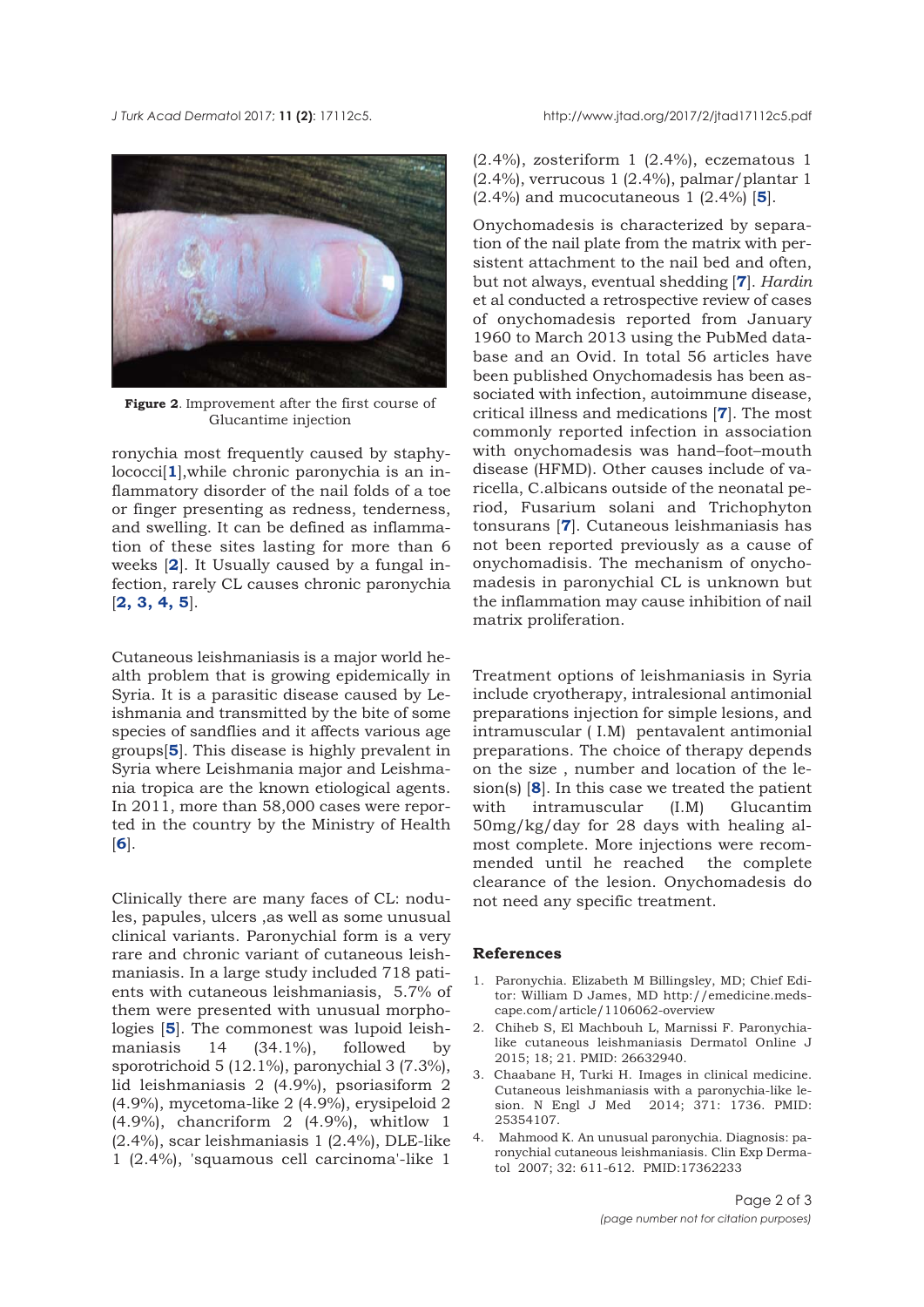**Figure 2**. Improvement after the first course of Glucantime injection

ronychia most frequently caused by staphylococci[1],while chronic paronychia is an inflammatory disorder of the nail folds of a toe or finger presenting as redness, tenderness, and swelling. It can be defined as inflammation of these sites lasting for more than 6 weeks [2]. It Usually caused by a fungal infection, rarely CL causes chronic paronychia [2, 3, 4, 5].

Cutaneous leishmaniasis is a major world health problem that is growing epidemically in Syria. It is a parasitic disease caused by Leishmania and transmitted by the bite of some species of sandflies and it affects various age groups[5]. This disease is highly prevalent in Syria where Leishmania major and Leishmania tropica are the known etiological agents. In 2011, more than 58,000 cases were reported in the country by the Ministry of Health [6].

Clinically there are many faces of CL: nodules, papules, ulcers ,as well as some unusual clinical variants. Paronychial form is a very rare and chronic variant of cutaneous leishmaniasis. In a large study included 718 patients with cutaneous leishmaniasis, 5.7% of them were presented with unusual morphologies [5]. The commonest was lupoid leishmaniasis 14 (34.1%), followed by sporotrichoid 5 (12.1%), paronychial 3 (7.3%), lid leishmaniasis 2 (4.9%), psoriasiform 2 (4.9%), mycetoma-like 2 (4.9%), erysipeloid 2 (4.9%), chancriform 2 (4.9%), whitlow 1 (2.4%), scar leishmaniasis 1 (2.4%), DLE-like 1 (2.4%), 'squamous cell carcinoma'-like 1 (2.4%), zosteriform 1 (2.4%), eczematous 1 (2.4%), verrucous 1 (2.4%), palmar/plantar 1 (2.4%) and mucocutaneous 1 (2.4%) [5].

Onychomadesis is characterized by separation of the nail plate from the matrix with persistent attachment to the nail bed and often, but not always, eventual shedding [7]. *Hardin* et al conducted a retrospective review of cases of onychomadesis reported from January 1960 to March 2013 using the PubMed database and an Ovid. In total 56 articles have been published Onychomadesis has been associated with infection, autoimmune disease, critical illness and medications [7]. The most commonly reported infection in association with onychomadesis was hand–foot–mouth disease (HFMD). Other causes include of varicella, C.albicans outside of the neonatal period, Fusarium solani and Trichophyton tonsurans [7]. Cutaneous leishmaniasis has not been reported previously as a cause of onychomadisis. The mechanism of onychomadesis in paronychial CL is unknown but the inflammation may cause inhibition of nail matrix proliferation.

Treatment options of leishmaniasis in Syria include cryotherapy, intralesional antimonial preparations injection for simple lesions, and intramuscular ( I.M) pentavalent antimonial preparations. The choice of therapy depends on the size , number and location of the lesion(s) [8]. In this case we treated the patient with intramuscular (I.M) Glucantim 50mg/kg/day for 28 days with healing almost complete. More injections were recommended until he reached the complete clearance of the lesion. Onychomadesis do not need any specific treatment.

## References

1. Paronychia. Elizabeth M Billingsley, MD; Chief Editor: William D James, MD http://emedicine.medscape.com/article/1106062-overview
2. Chiheb S, El Machbouh L, Marnissi F. Paronychia-like cutaneous leishmaniasis Dermatol Online J 2015; 18; 21. PMID: 26632940.
3. Chaabane H, Turki H. Images in clinical medicine. Cutaneous leishmaniasis with a paronychia-like lesion. N Engl J Med 2014; 371: 1736. PMID: 25354107.
4. Mahmood K. An unusual paronychia. Diagnosis: paronychial cutaneous leishmaniasis. Clin Exp Dermatol 2007; 32: 611-612. PMID:17362233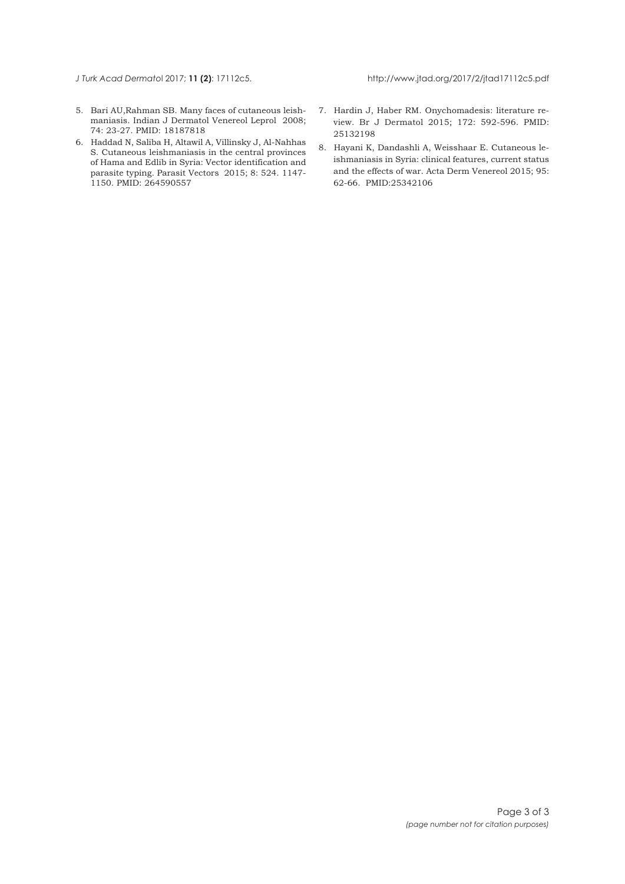5. Bari AU,Rahman SB. Many faces of cutaneous leishmaniasis. Indian J Dermatol Venereol Leprol 2008; 74: 23-27. PMID: 18187818
6. Haddad N, Saliba H, Altawil A, Villinsky J, Al-Nahhas S. Cutaneous leishmaniasis in the central provinces of Hama and Edlib in Syria: Vector identification and parasite typing. Parasit Vectors 2015; 8: 524. 1147-1150. PMID: 264590557
7. Hardin J, Haber RM. Onychomadesis: literature review. Br J Dermatol 2015; 172: 592-596. PMID: 25132198
8. Hayani K, Dandashli A, Weisshaar E. Cutaneous leishmaniasis in Syria: clinical features, current status and the effects of war. Acta Derm Venereol 2015; 95: 62-66. PMID:25342106